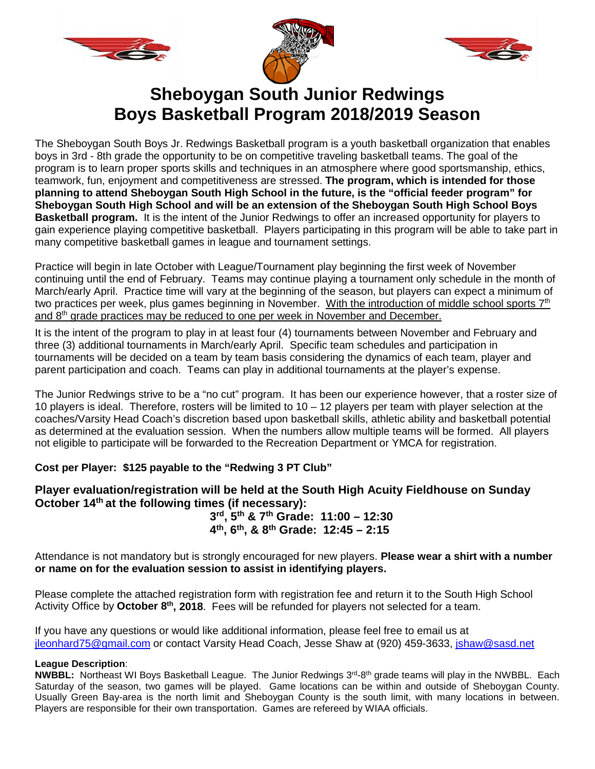# Sheboygan South Junior Redwings
# Boys Basketball Program 2018/2019 Season

The Sheboygan South Boys Jr. Redwings Basketball program is a youth basketball organization that enables boys in 3rd - 8th grade the opportunity to be on competitive traveling basketball teams. The goal of the program is to learn proper sports skills and techniques in an atmosphere where good sportsmanship, ethics, teamwork, fun, enjoyment and competitiveness are stressed. **The program, which is intended for those planning to attend Sheboygan South High School in the future, is the "official feeder program" for Sheboygan South High School and will be an extension of the Sheboygan South High School Boys Basketball program.** It is the intent of the Junior Redwings to offer an increased opportunity for players to gain experience playing competitive basketball. Players participating in this program will be able to take part in many competitive basketball games in league and tournament settings.

Practice will begin in late October with League/Tournament play beginning the first week of November continuing until the end of February. Teams may continue playing a tournament only schedule in the month of March/early April. Practice time will vary at the beginning of the season, but players can expect a minimum of two practices per week, plus games beginning in November. With the introduction of middle school sports 7th and 8th grade practices may be reduced to one per week in November and December.

It is the intent of the program to play in at least four (4) tournaments between November and February and three (3) additional tournaments in March/early April. Specific team schedules and participation in tournaments will be decided on a team by team basis considering the dynamics of each team, player and parent participation and coach. Teams can play in additional tournaments at the player's expense.

The Junior Redwings strive to be a "no cut" program. It has been our experience however, that a roster size of 10 players is ideal. Therefore, rosters will be limited to 10 – 12 players per team with player selection at the coaches/Varsity Head Coach's discretion based upon basketball skills, athletic ability and basketball potential as determined at the evaluation session. When the numbers allow multiple teams will be formed. All players not eligible to participate will be forwarded to the Recreation Department or YMCA for registration.

**Cost per Player: $125 payable to the "Redwing 3 PT Club"**

**Player evaluation/registration will be held at the South High Acuity Fieldhouse on Sunday October 14th at the following times (if necessary):**

**3rd, 5th & 7th Grade: 11:00 – 12:30**
**4th, 6th, & 8th Grade: 12:45 – 2:15**

Attendance is not mandatory but is strongly encouraged for new players. **Please wear a shirt with a number or name on for the evaluation session to assist in identifying players.**

Please complete the attached registration form with registration fee and return it to the South High School Activity Office by **October 8th, 2018**. Fees will be refunded for players not selected for a team.

If you have any questions or would like additional information, please feel free to email us at jleonhard75@gmail.com or contact Varsity Head Coach, Jesse Shaw at (920) 459-3633, jshaw@sasd.net

**League Description**:

**NWBBL:** Northeast WI Boys Basketball League. The Junior Redwings 3rd-8th grade teams will play in the NWBBL. Each Saturday of the season, two games will be played. Game locations can be within and outside of Sheboygan County. Usually Green Bay-area is the north limit and Sheboygan County is the south limit, with many locations in between. Players are responsible for their own transportation. Games are refereed by WIAA officials.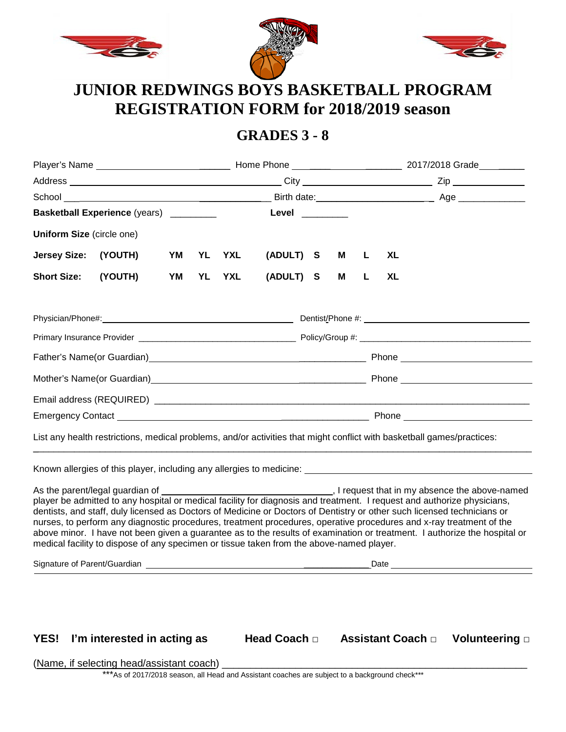# JUNIOR REDWINGS BOYS BASKETBALL PROGRAM
# REGISTRATION FORM for 2018/2019 season

## GRADES 3 - 8

Player's Name ______________________________ Home Phone ______________________ 2017/2018 Grade__________

Address ______________________________________________ City ____________________________ Zip ________________

School ______________________________________________ Birth date:________________________ Age ______________

**Basketball Experience** (years) _________ **Level** _________

**Uniform Size** (circle one)

**Jersey Size: (YOUTH) YM YL YXL (ADULT) S M L XL**

**Short Size: (YOUTH) YM YL YXL (ADULT) S M L XL**

Physician/Phone#:__________________________________________ Dentist/Phone #: ____________________________________

Primary Insurance Provider ___________________________________ Policy/Group #: ______________________________________

Father's Name(or Guardian)_____________________________________________ Phone ______________________________

Mother's Name(or Guardian)____________________________________________ Phone ______________________________

Email address (REQUIRED) ______________________________________________________________________________

Emergency Contact _______________________________________________________ Phone ______________________________

List any health restrictions, medical problems, and/or activities that might conflict with basketball games/practices:
_____________________________________________________________________________________________________

Known allergies of this player, including any allergies to medicine: ___________________________________________

As the parent/legal guardian of ______________________________________, I request that in my absence the above-named player be admitted to any hospital or medical facility for diagnosis and treatment. I request and authorize physicians, dentists, and staff, duly licensed as Doctors of Medicine or Doctors of Dentistry or other such licensed technicians or nurses, to perform any diagnostic procedures, treatment procedures, operative procedures and x-ray treatment of the above minor. I have not been given a guarantee as to the results of examination or treatment. I authorize the hospital or medical facility to dispose of any specimen or tissue taken from the above-named player.

Signature of Parent/Guardian ___________________________________________ Date ______________________________

**YES! I'm interested in acting as Head Coach □ Assistant Coach □ Volunteering □**

(Name, if selecting head/assistant coach) ________________________________________________________________

\*\*\*As of 2017/2018 season, all Head and Assistant coaches are subject to a background check\*\*\*